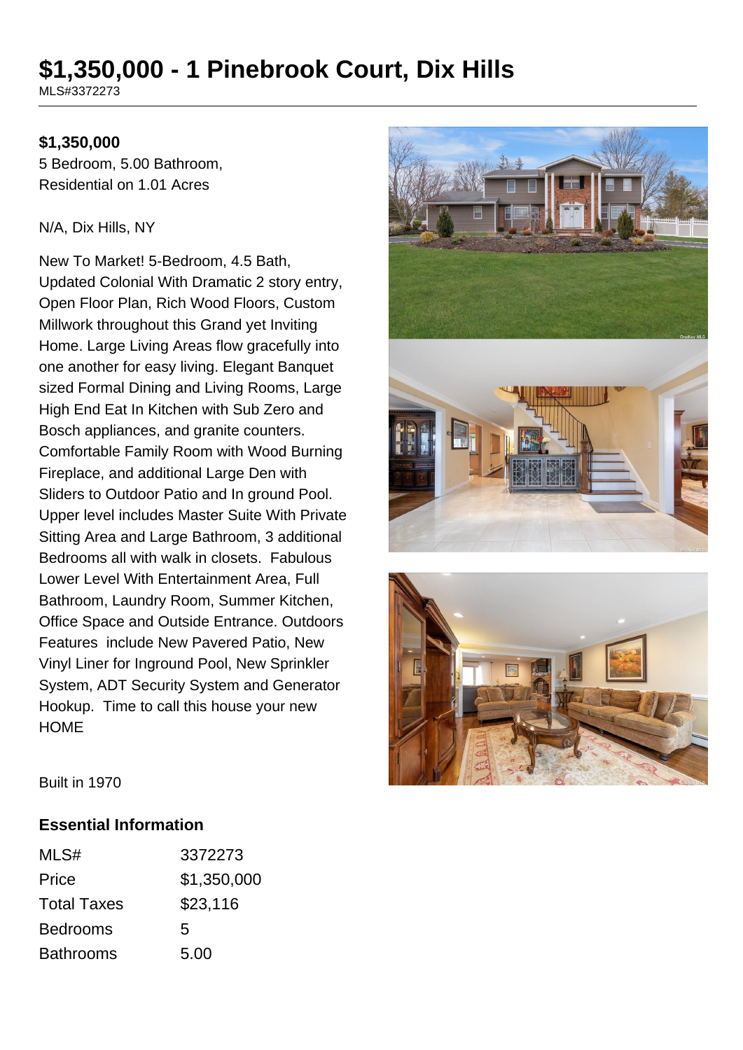# $1,350,000 - 1 Pinebrook Court, Dix Hills

MLS#3372273

**$1,350,000**

5 Bedroom, 5.00 Bathroom, Residential on 1.01 Acres

N/A, Dix Hills, NY

New To Market! 5-Bedroom, 4.5 Bath, Updated Colonial With Dramatic 2 story entry, Open Floor Plan, Rich Wood Floors, Custom Millwork throughout this Grand yet Inviting Home. Large Living Areas flow gracefully into one another for easy living. Elegant Banquet sized Formal Dining and Living Rooms, Large High End Eat In Kitchen with Sub Zero and Bosch appliances, and granite counters. Comfortable Family Room with Wood Burning Fireplace, and additional Large Den with Sliders to Outdoor Patio and In ground Pool. Upper level includes Master Suite With Private Sitting Area and Large Bathroom, 3 additional Bedrooms all with walk in closets. Fabulous Lower Level With Entertainment Area, Full Bathroom, Laundry Room, Summer Kitchen, Office Space and Outside Entrance. Outdoors Features include New Pavered Patio, New Vinyl Liner for Inground Pool, New Sprinkler System, ADT Security System and Generator Hookup. Time to call this house your new HOME

Built in 1970

## Essential Information

| | |
|---|---|
| MLS# | 3372273 |
| Price | $1,350,000 |
| Total Taxes | $23,116 |
| Bedrooms | 5 |
| Bathrooms | 5.00 |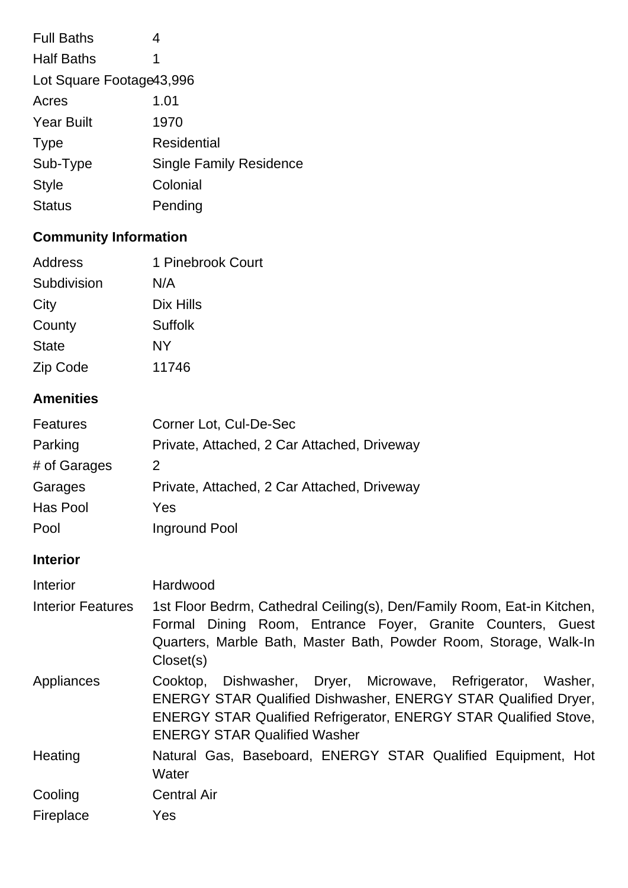| | |
|---|---|
| Full Baths | 4 |
| Half Baths | 1 |
| Lot Square Footage | 43,996 |
| Acres | 1.01 |
| Year Built | 1970 |
| Type | Residential |
| Sub-Type | Single Family Residence |
| Style | Colonial |
| Status | Pending |

## Community Information

| | |
|---|---|
| Address | 1 Pinebrook Court |
| Subdivision | N/A |
| City | Dix Hills |
| County | Suffolk |
| State | NY |
| Zip Code | 11746 |

## Amenities

| | |
|---|---|
| Features | Corner Lot, Cul-De-Sec |
| Parking | Private, Attached, 2 Car Attached, Driveway |
| # of Garages | 2 |
| Garages | Private, Attached, 2 Car Attached, Driveway |
| Has Pool | Yes |
| Pool | Inground Pool |

## Interior

| | |
|---|---|
| Interior | Hardwood |
| Interior Features | 1st Floor Bedrm, Cathedral Ceiling(s), Den/Family Room, Eat-in Kitchen, Formal Dining Room, Entrance Foyer, Granite Counters, Guest Quarters, Marble Bath, Master Bath, Powder Room, Storage, Walk-In Closet(s) |
| Appliances | Cooktop, Dishwasher, Dryer, Microwave, Refrigerator, Washer, ENERGY STAR Qualified Dishwasher, ENERGY STAR Qualified Dryer, ENERGY STAR Qualified Refrigerator, ENERGY STAR Qualified Stove, ENERGY STAR Qualified Washer |
| Heating | Natural Gas, Baseboard, ENERGY STAR Qualified Equipment, Hot Water |
| Cooling | Central Air |
| Fireplace | Yes |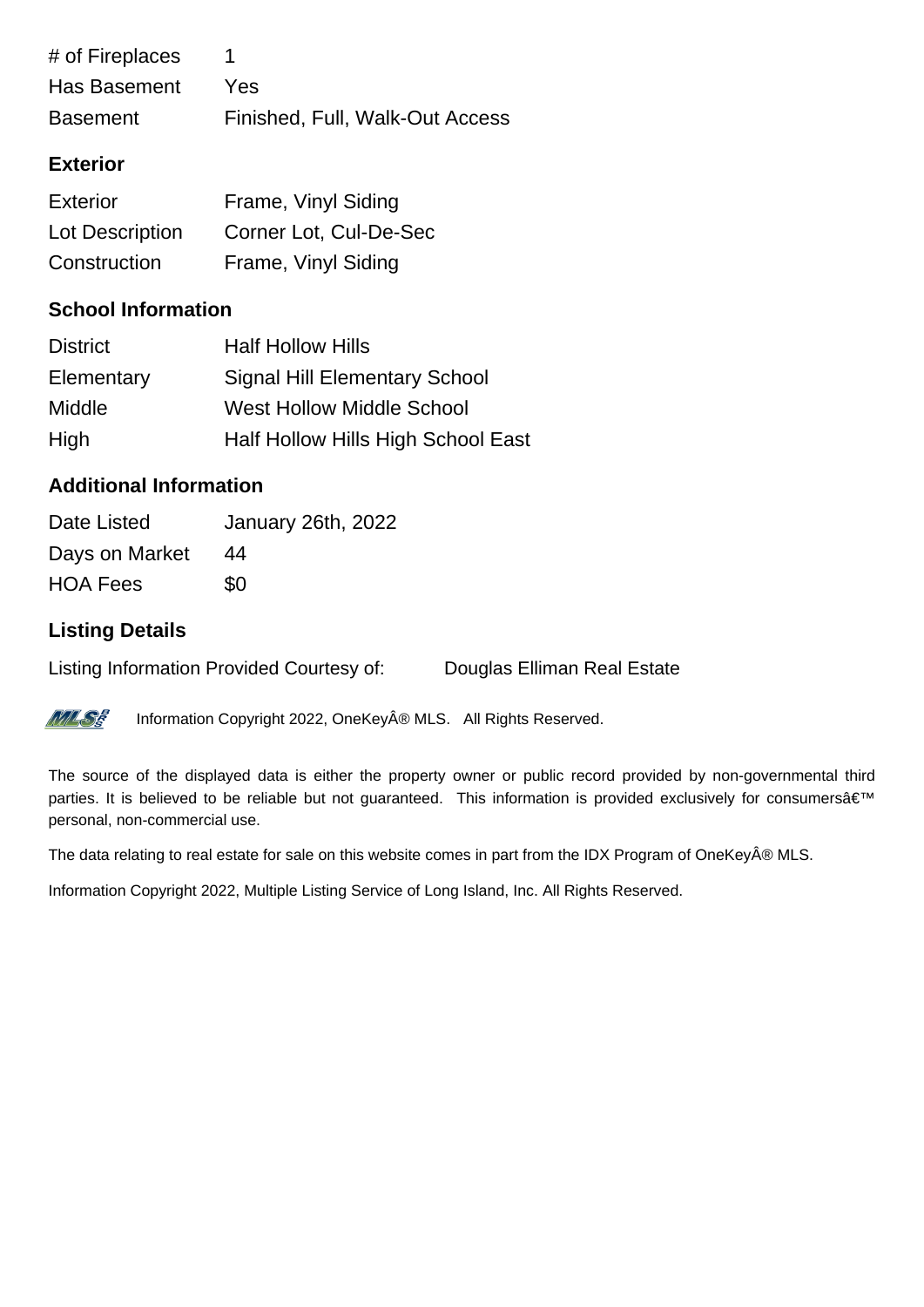| | |
|---|---|
| # of Fireplaces | 1 |
| Has Basement | Yes |
| Basement | Finished, Full, Walk-Out Access |

## Exterior

| | |
|---|---|
| Exterior | Frame, Vinyl Siding |
| Lot Description | Corner Lot, Cul-De-Sec |
| Construction | Frame, Vinyl Siding |

## School Information

| | |
|---|---|
| District | Half Hollow Hills |
| Elementary | Signal Hill Elementary School |
| Middle | West Hollow Middle School |
| High | Half Hollow Hills High School East |

## Additional Information

| | |
|---|---|
| Date Listed | January 26th, 2022 |
| Days on Market | 44 |
| HOA Fees | $0 |

## Listing Details

Listing Information Provided Courtesy of: Douglas Elliman Real Estate

Information Copyright 2022, OneKeyÂ® MLS. All Rights Reserved.

The source of the displayed data is either the property owner or public record provided by non-governmental third parties. It is believed to be reliable but not guaranteed. This information is provided exclusively for consumersâ€™ personal, non-commercial use.

The data relating to real estate for sale on this website comes in part from the IDX Program of OneKeyÂ® MLS.

Information Copyright 2022, Multiple Listing Service of Long Island, Inc. All Rights Reserved.